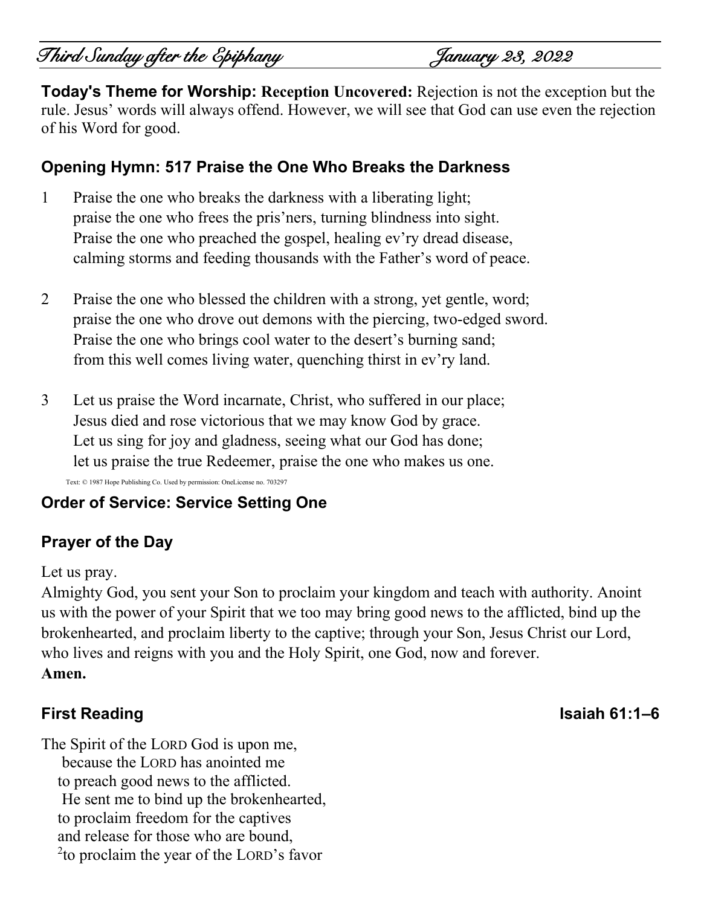# Third Sunday after the Epiphany — January 23, 2022

**Today's Theme for Worship: Reception Uncovered:** Rejection is not the exception but the rule. Jesus' words will always offend. However, we will see that God can use even the rejection of his Word for good.

## Opening Hymn: 517 Praise the One Who Breaks the Darkness

1 Praise the one who breaks the darkness with a liberating light;
praise the one who frees the pris'ners, turning blindness into sight.
Praise the one who preached the gospel, healing ev'ry dread disease,
calming storms and feeding thousands with the Father's word of peace.

2 Praise the one who blessed the children with a strong, yet gentle, word;
praise the one who drove out demons with the piercing, two-edged sword.
Praise the one who brings cool water to the desert's burning sand;
from this well comes living water, quenching thirst in ev'ry land.

3 Let us praise the Word incarnate, Christ, who suffered in our place;
Jesus died and rose victorious that we may know God by grace.
Let us sing for joy and gladness, seeing what our God has done;
let us praise the true Redeemer, praise the one who makes us one.

Text: © 1987 Hope Publishing Co. Used by permission: OneLicense no. 703297

## Order of Service: Service Setting One

## Prayer of the Day

Let us pray.
Almighty God, you sent your Son to proclaim your kingdom and teach with authority. Anoint us with the power of your Spirit that we too may bring good news to the afflicted, bind up the brokenhearted, and proclaim liberty to the captive; through your Son, Jesus Christ our Lord, who lives and reigns with you and the Holy Spirit, one God, now and forever.
**Amen.**

## First Reading — Isaiah 61:1–6

The Spirit of the LORD God is upon me,
because the LORD has anointed me
to preach good news to the afflicted.
He sent me to bind up the brokenhearted,
to proclaim freedom for the captives
and release for those who are bound,
[2]to proclaim the year of the LORD's favor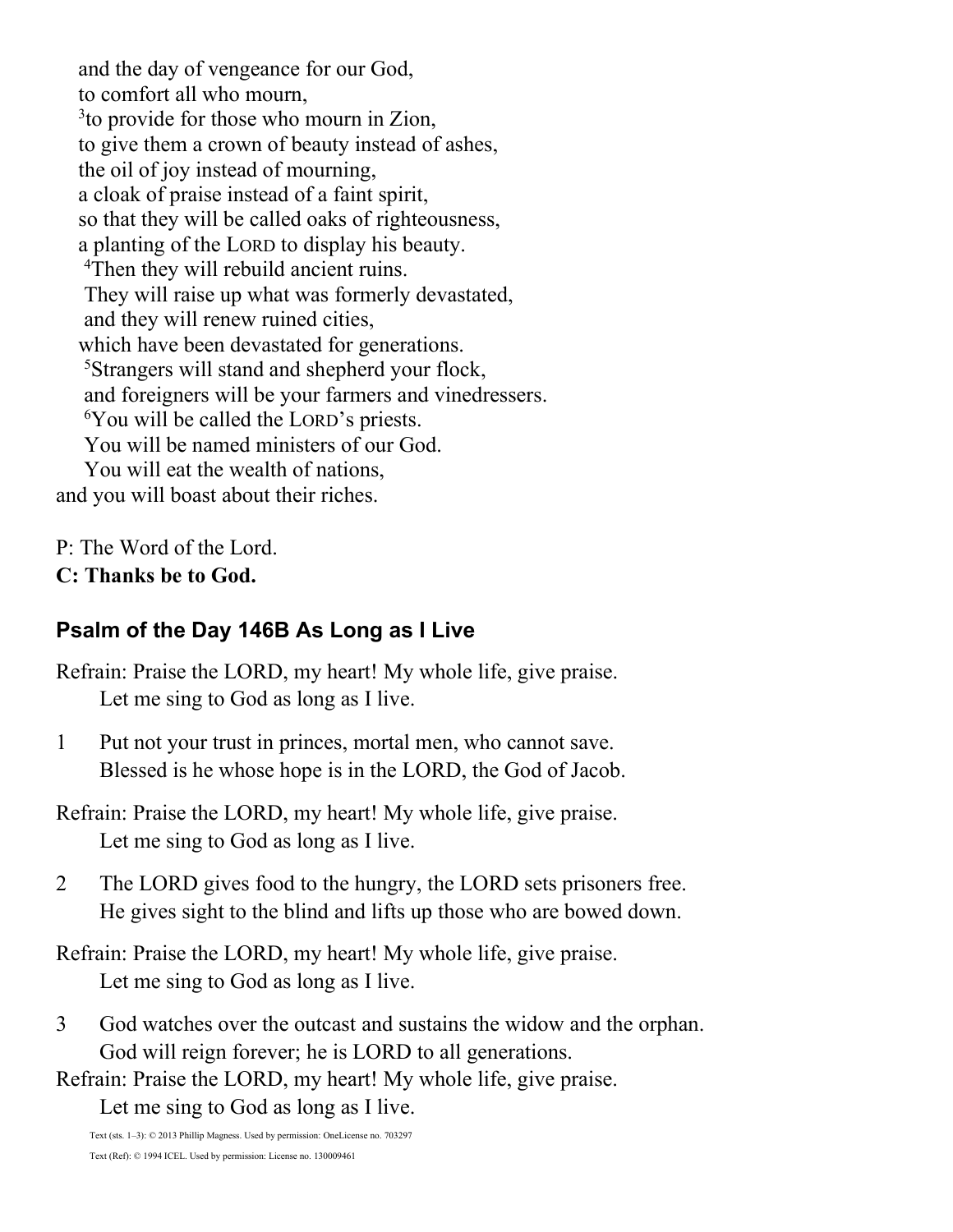and the day of vengeance for our God,
to comfort all who mourn,
[3]to provide for those who mourn in Zion,
to give them a crown of beauty instead of ashes,
the oil of joy instead of mourning,
a cloak of praise instead of a faint spirit,
so that they will be called oaks of righteousness,
a planting of the LORD to display his beauty.
[4]Then they will rebuild ancient ruins.
They will raise up what was formerly devastated,
and they will renew ruined cities,
which have been devastated for generations.
[5]Strangers will stand and shepherd your flock,
and foreigners will be your farmers and vinedressers.
[6]You will be called the LORD's priests.
You will be named ministers of our God.
You will eat the wealth of nations,
and you will boast about their riches.

P: The Word of the Lord.
**C: Thanks be to God.**

## Psalm of the Day 146B As Long as I Live

Refrain: Praise the LORD, my heart! My whole life, give praise.
Let me sing to God as long as I live.

1 Put not your trust in princes, mortal men, who cannot save.
Blessed is he whose hope is in the LORD, the God of Jacob.

Refrain: Praise the LORD, my heart! My whole life, give praise.
Let me sing to God as long as I live.

2 The LORD gives food to the hungry, the LORD sets prisoners free.
He gives sight to the blind and lifts up those who are bowed down.

Refrain: Praise the LORD, my heart! My whole life, give praise.
Let me sing to God as long as I live.

3 God watches over the outcast and sustains the widow and the orphan.
God will reign forever; he is LORD to all generations.

Refrain: Praise the LORD, my heart! My whole life, give praise.
Let me sing to God as long as I live.

Text (sts. 1–3): © 2013 Phillip Magness. Used by permission: OneLicense no. 703297

Text (Ref): © 1994 ICEL. Used by permission: License no. 130009461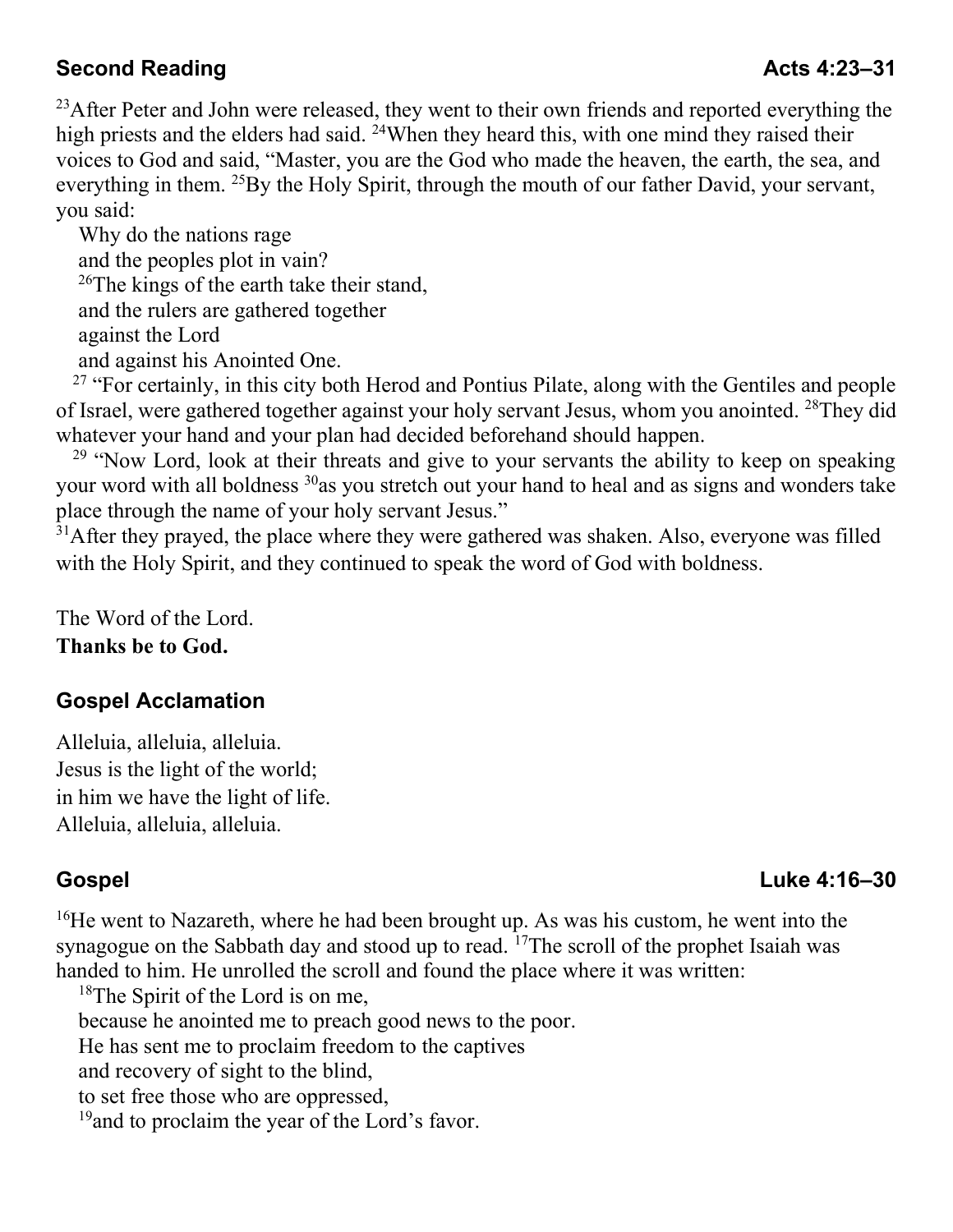## Second Reading **Acts 4:23–31**

[23]After Peter and John were released, they went to their own friends and reported everything the high priests and the elders had said. [24]When they heard this, with one mind they raised their voices to God and said, "Master, you are the God who made the heaven, the earth, the sea, and everything in them. [25]By the Holy Spirit, through the mouth of our father David, your servant, you said:

Why do the nations rage
and the peoples plot in vain?
[26]The kings of the earth take their stand,
and the rulers are gathered together
against the Lord
and against his Anointed One.

[27] "For certainly, in this city both Herod and Pontius Pilate, along with the Gentiles and people of Israel, were gathered together against your holy servant Jesus, whom you anointed. [28]They did whatever your hand and your plan had decided beforehand should happen.

[29] "Now Lord, look at their threats and give to your servants the ability to keep on speaking your word with all boldness [30]as you stretch out your hand to heal and as signs and wonders take place through the name of your holy servant Jesus."

[31]After they prayed, the place where they were gathered was shaken. Also, everyone was filled with the Holy Spirit, and they continued to speak the word of God with boldness.

The Word of the Lord.
**Thanks be to God.**

## Gospel Acclamation

Alleluia, alleluia, alleluia.
Jesus is the light of the world;
in him we have the light of life.
Alleluia, alleluia, alleluia.

## Gospel **Luke 4:16–30**

[16]He went to Nazareth, where he had been brought up. As was his custom, he went into the synagogue on the Sabbath day and stood up to read. [17]The scroll of the prophet Isaiah was handed to him. He unrolled the scroll and found the place where it was written:

[18]The Spirit of the Lord is on me,
because he anointed me to preach good news to the poor.
He has sent me to proclaim freedom to the captives
and recovery of sight to the blind,
to set free those who are oppressed,
[19]and to proclaim the year of the Lord's favor.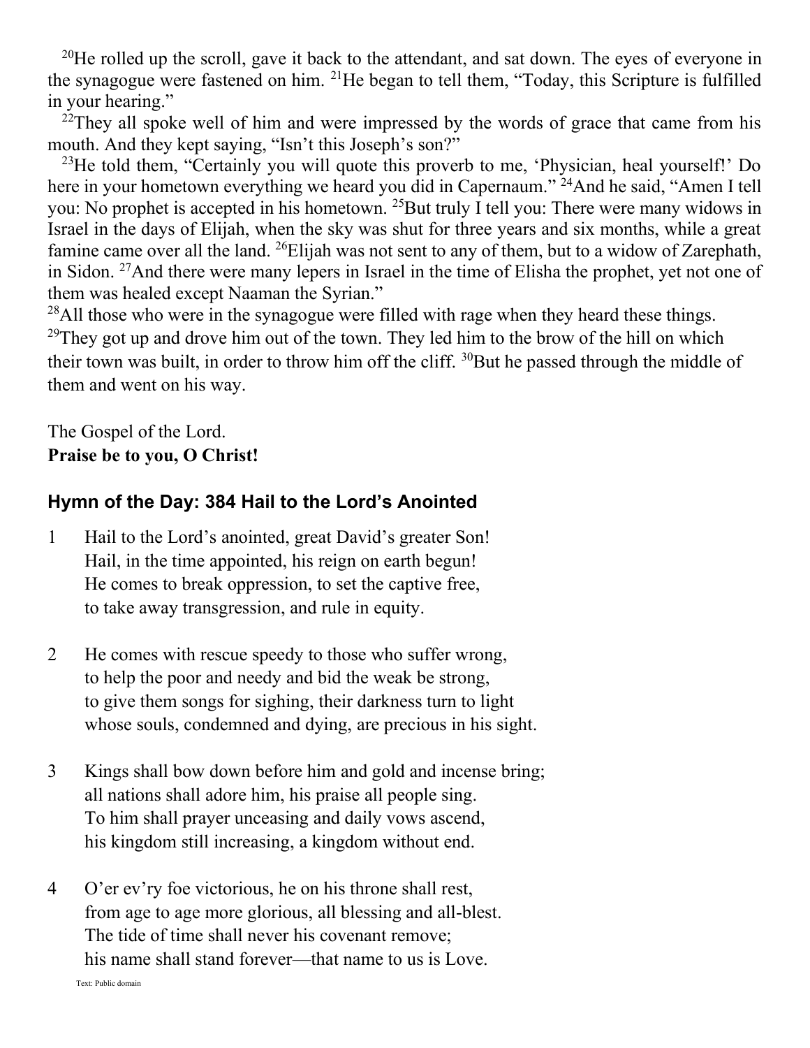[20]He rolled up the scroll, gave it back to the attendant, and sat down. The eyes of everyone in the synagogue were fastened on him. [21]He began to tell them, "Today, this Scripture is fulfilled in your hearing."

[22]They all spoke well of him and were impressed by the words of grace that came from his mouth. And they kept saying, "Isn't this Joseph's son?"

[23]He told them, "Certainly you will quote this proverb to me, 'Physician, heal yourself!' Do here in your hometown everything we heard you did in Capernaum." [24]And he said, "Amen I tell you: No prophet is accepted in his hometown. [25]But truly I tell you: There were many widows in Israel in the days of Elijah, when the sky was shut for three years and six months, while a great famine came over all the land. [26]Elijah was not sent to any of them, but to a widow of Zarephath, in Sidon. [27]And there were many lepers in Israel in the time of Elisha the prophet, yet not one of them was healed except Naaman the Syrian."

[28]All those who were in the synagogue were filled with rage when they heard these things. [29]They got up and drove him out of the town. They led him to the brow of the hill on which their town was built, in order to throw him off the cliff. [30]But he passed through the middle of them and went on his way.

The Gospel of the Lord.
**Praise be to you, O Christ!**

## Hymn of the Day: 384 Hail to the Lord's Anointed

1 Hail to the Lord's anointed, great David's greater Son!
Hail, in the time appointed, his reign on earth begun!
He comes to break oppression, to set the captive free,
to take away transgression, and rule in equity.

2 He comes with rescue speedy to those who suffer wrong,
to help the poor and needy and bid the weak be strong,
to give them songs for sighing, their darkness turn to light
whose souls, condemned and dying, are precious in his sight.

3 Kings shall bow down before him and gold and incense bring;
all nations shall adore him, his praise all people sing.
To him shall prayer unceasing and daily vows ascend,
his kingdom still increasing, a kingdom without end.

4 O'er ev'ry foe victorious, he on his throne shall rest,
from age to age more glorious, all blessing and all-blest.
The tide of time shall never his covenant remove;
his name shall stand forever—that name to us is Love.

Text: Public domain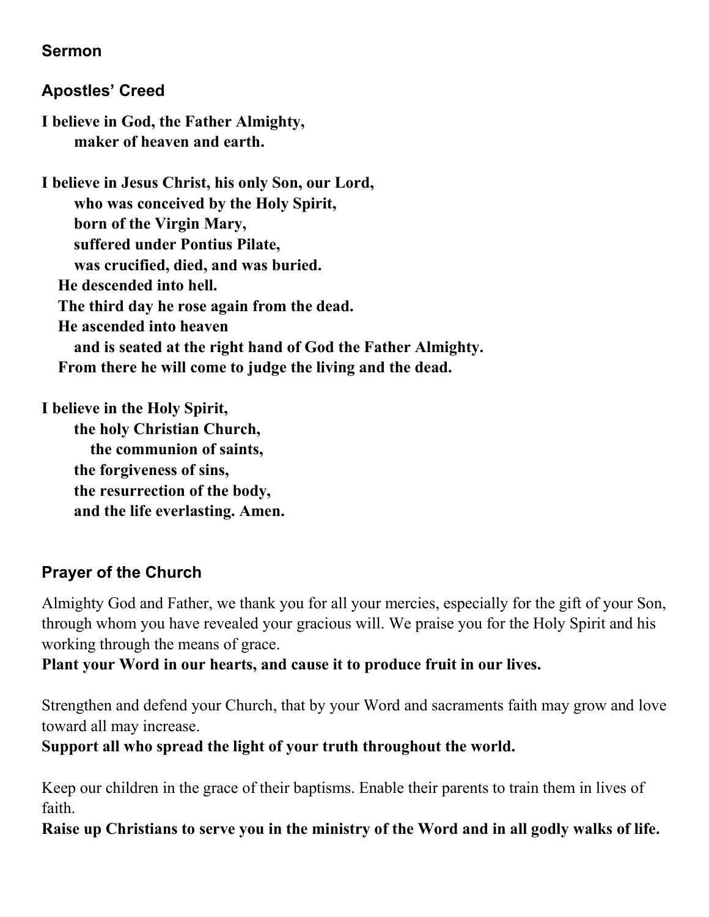### Sermon

### Apostles' Creed

**I believe in God, the Father Almighty,**
**maker of heaven and earth.**

**I believe in Jesus Christ, his only Son, our Lord,**
**who was conceived by the Holy Spirit,**
**born of the Virgin Mary,**
**suffered under Pontius Pilate,**
**was crucified, died, and was buried.**
**He descended into hell.**
**The third day he rose again from the dead.**
**He ascended into heaven**
**and is seated at the right hand of God the Father Almighty.**
**From there he will come to judge the living and the dead.**

**I believe in the Holy Spirit,**
**the holy Christian Church,**
**the communion of saints,**
**the forgiveness of sins,**
**the resurrection of the body,**
**and the life everlasting. Amen.**

### Prayer of the Church

Almighty God and Father, we thank you for all your mercies, especially for the gift of your Son, through whom you have revealed your gracious will. We praise you for the Holy Spirit and his working through the means of grace.
**Plant your Word in our hearts, and cause it to produce fruit in our lives.**

Strengthen and defend your Church, that by your Word and sacraments faith may grow and love toward all may increase.
**Support all who spread the light of your truth throughout the world.**

Keep our children in the grace of their baptisms. Enable their parents to train them in lives of faith.
**Raise up Christians to serve you in the ministry of the Word and in all godly walks of life.**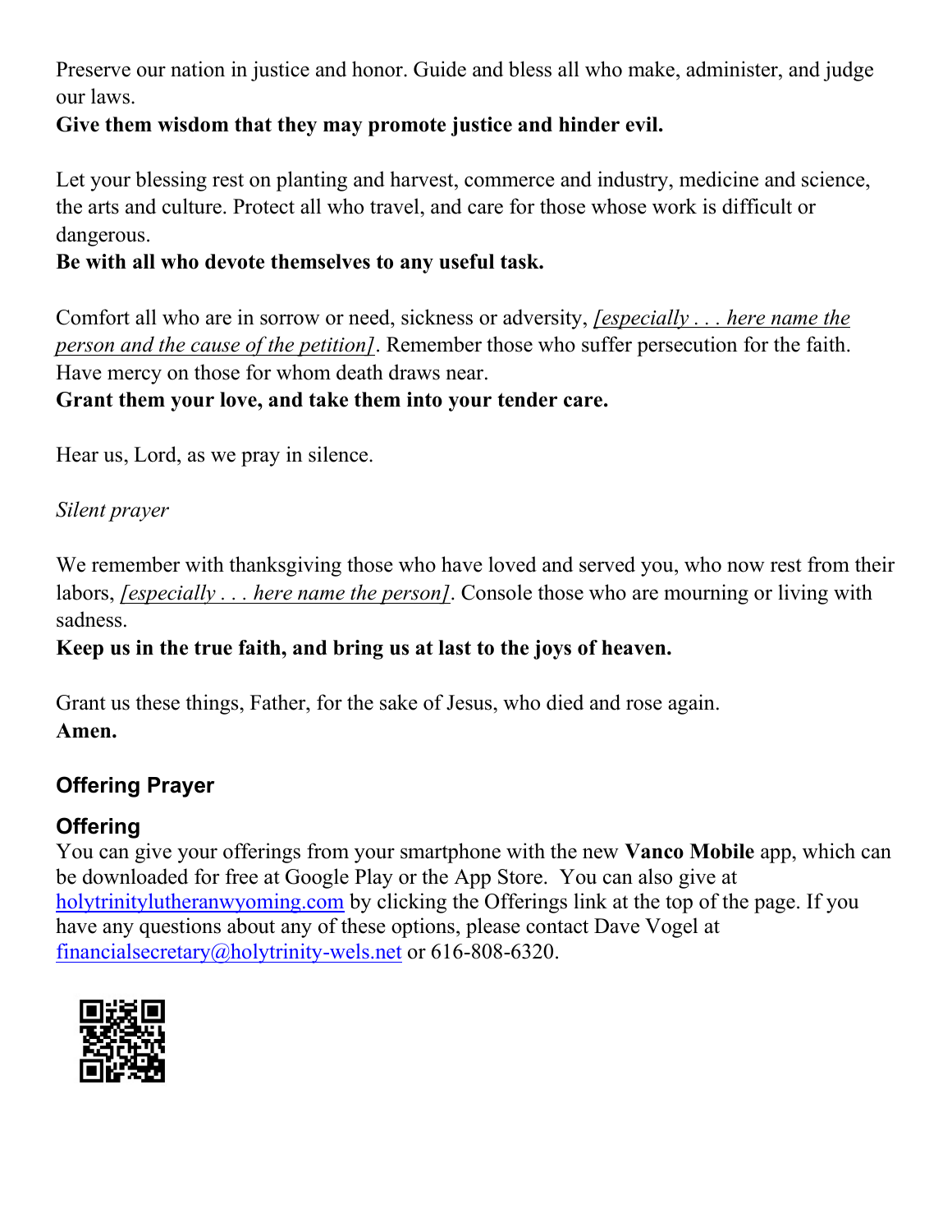Preserve our nation in justice and honor. Guide and bless all who make, administer, and judge our laws.
**Give them wisdom that they may promote justice and hinder evil.**

Let your blessing rest on planting and harvest, commerce and industry, medicine and science, the arts and culture. Protect all who travel, and care for those whose work is difficult or dangerous.
**Be with all who devote themselves to any useful task.**

Comfort all who are in sorrow or need, sickness or adversity, *[especially . . . here name the person and the cause of the petition]*. Remember those who suffer persecution for the faith. Have mercy on those for whom death draws near.
**Grant them your love, and take them into your tender care.**

Hear us, Lord, as we pray in silence.

*Silent prayer*

We remember with thanksgiving those who have loved and served you, who now rest from their labors, *[especially . . . here name the person]*. Console those who are mourning or living with sadness.
**Keep us in the true faith, and bring us at last to the joys of heaven.**

Grant us these things, Father, for the sake of Jesus, who died and rose again.
**Amen.**

### Offering Prayer

### Offering

You can give your offerings from your smartphone with the new **Vanco Mobile** app, which can be downloaded for free at Google Play or the App Store. You can also give at holytrinitylutheranwyoming.com by clicking the Offerings link at the top of the page. If you have any questions about any of these options, please contact Dave Vogel at financialsecretary@holytrinity-wels.net or 616-808-6320.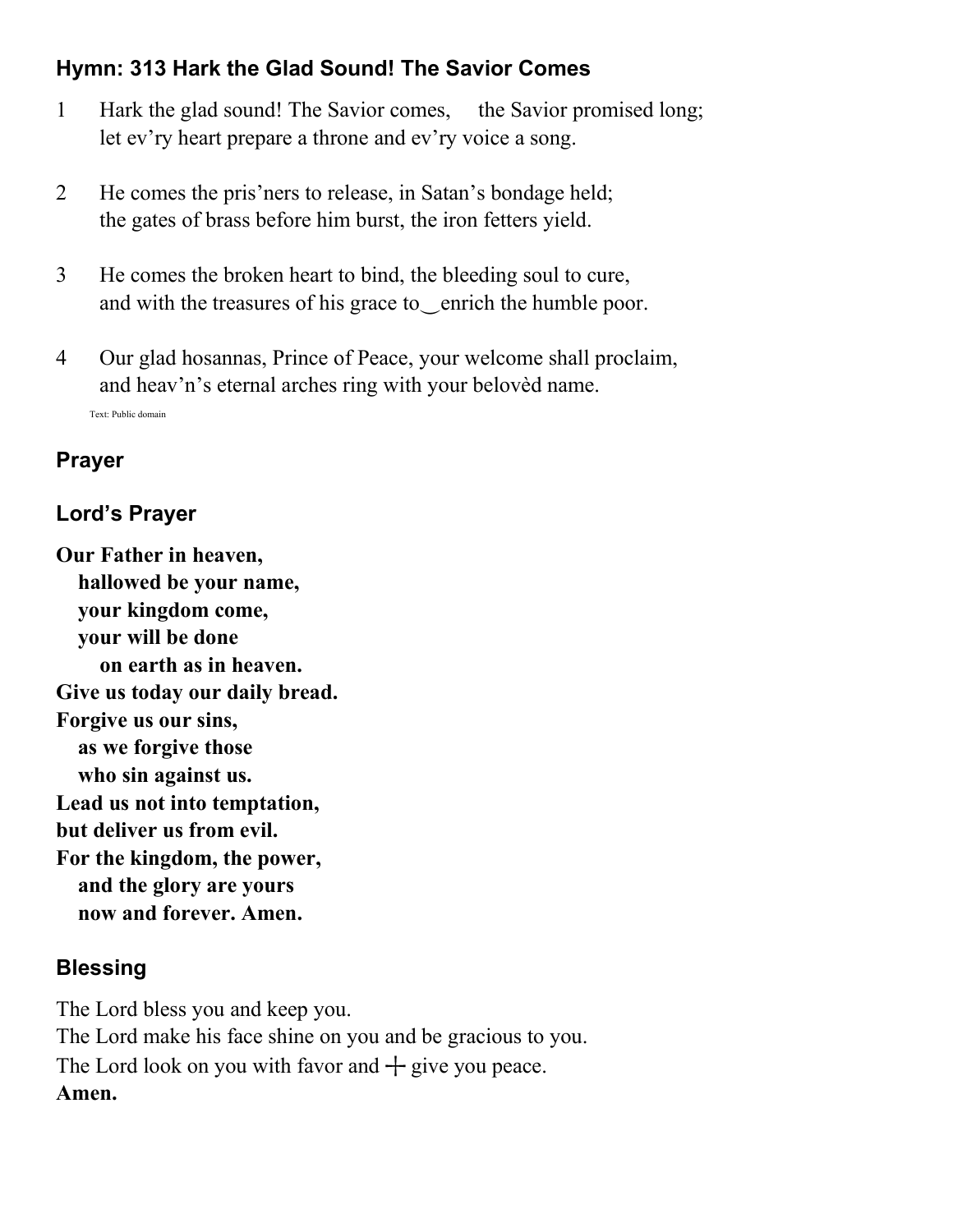### Hymn: 313 Hark the Glad Sound! The Savior Comes

1 Hark the glad sound! The Savior comes, the Savior promised long;
let ev'ry heart prepare a throne and ev'ry voice a song.

2 He comes the pris'ners to release, in Satan's bondage held;
the gates of brass before him burst, the iron fetters yield.

3 He comes the broken heart to bind, the bleeding soul to cure,
and with the treasures of his grace to‿enrich the humble poor.

4 Our glad hosannas, Prince of Peace, your welcome shall proclaim,
and heav'n's eternal arches ring with your belovèd name.

Text: Public domain

### Prayer

### Lord's Prayer

**Our Father in heaven,**
**hallowed be your name,**
**your kingdom come,**
**your will be done**
**on earth as in heaven.**
**Give us today our daily bread.**
**Forgive us our sins,**
**as we forgive those**
**who sin against us.**
**Lead us not into temptation,**
**but deliver us from evil.**
**For the kingdom, the power,**
**and the glory are yours**
**now and forever. Amen.**

### Blessing

The Lord bless you and keep you.
The Lord make his face shine on you and be gracious to you.
The Lord look on you with favor and ✛ give you peace.
**Amen.**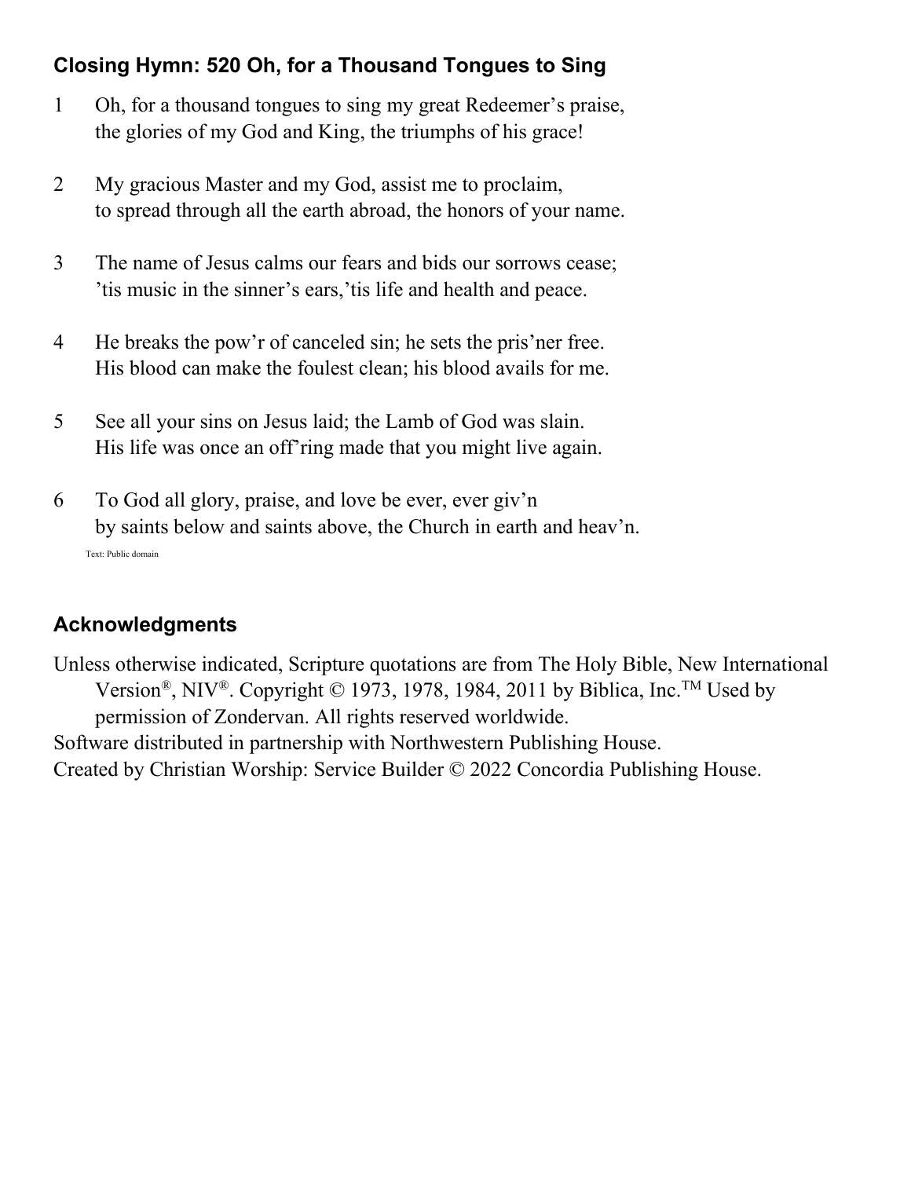## Closing Hymn: 520 Oh, for a Thousand Tongues to Sing

1 Oh, for a thousand tongues to sing my great Redeemer's praise,
the glories of my God and King, the triumphs of his grace!

2 My gracious Master and my God, assist me to proclaim,
to spread through all the earth abroad, the honors of your name.

3 The name of Jesus calms our fears and bids our sorrows cease;
'tis music in the sinner's ears,'tis life and health and peace.

4 He breaks the pow'r of canceled sin; he sets the pris'ner free.
His blood can make the foulest clean; his blood avails for me.

5 See all your sins on Jesus laid; the Lamb of God was slain.
His life was once an off'ring made that you might live again.

6 To God all glory, praise, and love be ever, ever giv'n
by saints below and saints above, the Church in earth and heav'n.

Text: Public domain

## Acknowledgments

Unless otherwise indicated, Scripture quotations are from The Holy Bible, New International Version®, NIV®. Copyright © 1973, 1978, 1984, 2011 by Biblica, Inc.™ Used by permission of Zondervan. All rights reserved worldwide.

Software distributed in partnership with Northwestern Publishing House.

Created by Christian Worship: Service Builder © 2022 Concordia Publishing House.